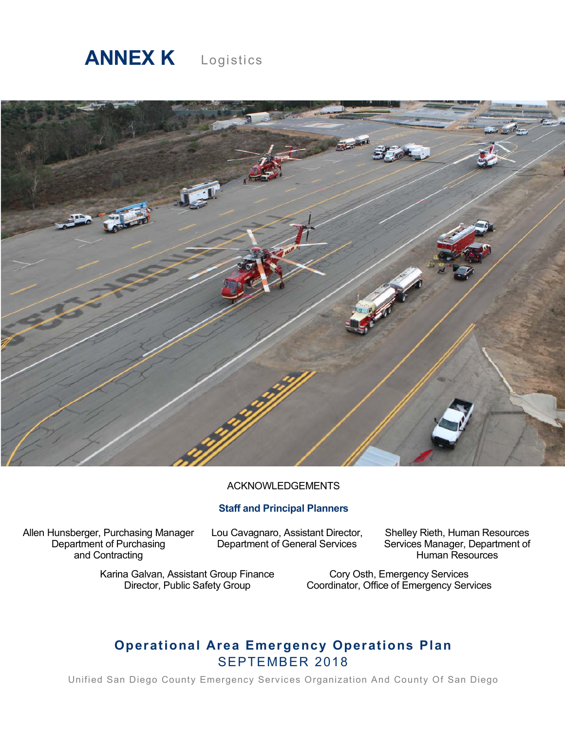# ANNEX K Logistics

ACKNOWLEDGEMENTS

**Staff and Principal Planners**

Allen Hunsberger, Purchasing Manager
Department of Purchasing
and Contracting

Lou Cavagnaro, Assistant Director,
Department of General Services

Shelley Rieth, Human Resources
Services Manager, Department of
Human Resources

Karina Galvan, Assistant Group Finance
Director, Public Safety Group

Cory Osth, Emergency Services
Coordinator, Office of Emergency Services

## Operational Area Emergency Operations Plan

SEPTEMBER 2018

Unified San Diego County Emergency Services Organization And County Of San Diego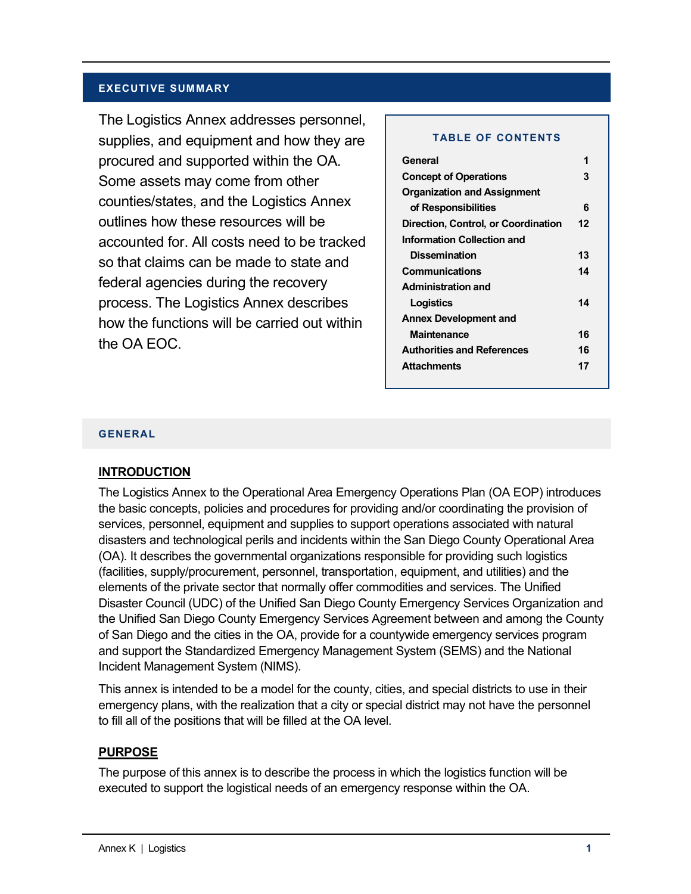## EXECUTIVE SUMMARY

The Logistics Annex addresses personnel, supplies, and equipment and how they are procured and supported within the OA. Some assets may come from other counties/states, and the Logistics Annex outlines how these resources will be accounted for. All costs need to be tracked so that claims can be made to state and federal agencies during the recovery process. The Logistics Annex describes how the functions will be carried out within the OA EOC.

**TABLE OF CONTENTS**

| | |
|---|---|
| General | 1 |
| Concept of Operations | 3 |
| Organization and Assignment of Responsibilities | 6 |
| Direction, Control, or Coordination | 12 |
| Information Collection and Dissemination | 13 |
| Communications | 14 |
| Administration and Logistics | 14 |
| Annex Development and Maintenance | 16 |
| Authorities and References | 16 |
| Attachments | 17 |

## GENERAL

### INTRODUCTION

The Logistics Annex to the Operational Area Emergency Operations Plan (OA EOP) introduces the basic concepts, policies and procedures for providing and/or coordinating the provision of services, personnel, equipment and supplies to support operations associated with natural disasters and technological perils and incidents within the San Diego County Operational Area (OA). It describes the governmental organizations responsible for providing such logistics (facilities, supply/procurement, personnel, transportation, equipment, and utilities) and the elements of the private sector that normally offer commodities and services. The Unified Disaster Council (UDC) of the Unified San Diego County Emergency Services Organization and the Unified San Diego County Emergency Services Agreement between and among the County of San Diego and the cities in the OA, provide for a countywide emergency services program and support the Standardized Emergency Management System (SEMS) and the National Incident Management System (NIMS).

This annex is intended to be a model for the county, cities, and special districts to use in their emergency plans, with the realization that a city or special district may not have the personnel to fill all of the positions that will be filled at the OA level.

### PURPOSE

The purpose of this annex is to describe the process in which the logistics function will be executed to support the logistical needs of an emergency response within the OA.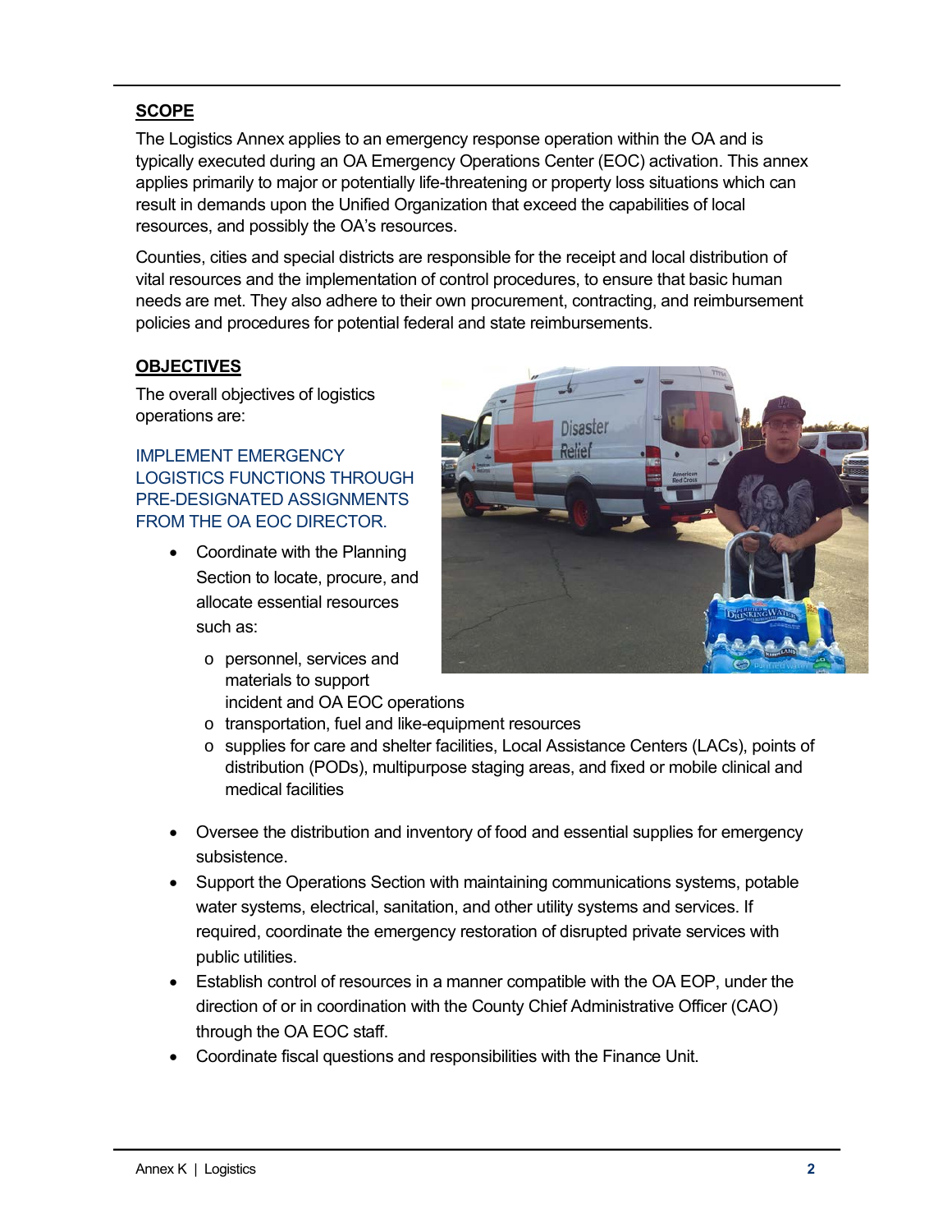## SCOPE

The Logistics Annex applies to an emergency response operation within the OA and is typically executed during an OA Emergency Operations Center (EOC) activation. This annex applies primarily to major or potentially life-threatening or property loss situations which can result in demands upon the Unified Organization that exceed the capabilities of local resources, and possibly the OA's resources.

Counties, cities and special districts are responsible for the receipt and local distribution of vital resources and the implementation of control procedures, to ensure that basic human needs are met. They also adhere to their own procurement, contracting, and reimbursement policies and procedures for potential federal and state reimbursements.

## OBJECTIVES

The overall objectives of logistics operations are:

### IMPLEMENT EMERGENCY LOGISTICS FUNCTIONS THROUGH PRE-DESIGNATED ASSIGNMENTS FROM THE OA EOC DIRECTOR.

- Coordinate with the Planning Section to locate, procure, and allocate essential resources such as:
  - personnel, services and materials to support incident and OA EOC operations
  - transportation, fuel and like-equipment resources
  - supplies for care and shelter facilities, Local Assistance Centers (LACs), points of distribution (PODs), multipurpose staging areas, and fixed or mobile clinical and medical facilities
- Oversee the distribution and inventory of food and essential supplies for emergency subsistence.
- Support the Operations Section with maintaining communications systems, potable water systems, electrical, sanitation, and other utility systems and services. If required, coordinate the emergency restoration of disrupted private services with public utilities.
- Establish control of resources in a manner compatible with the OA EOP, under the direction of or in coordination with the County Chief Administrative Officer (CAO) through the OA EOC staff.
- Coordinate fiscal questions and responsibilities with the Finance Unit.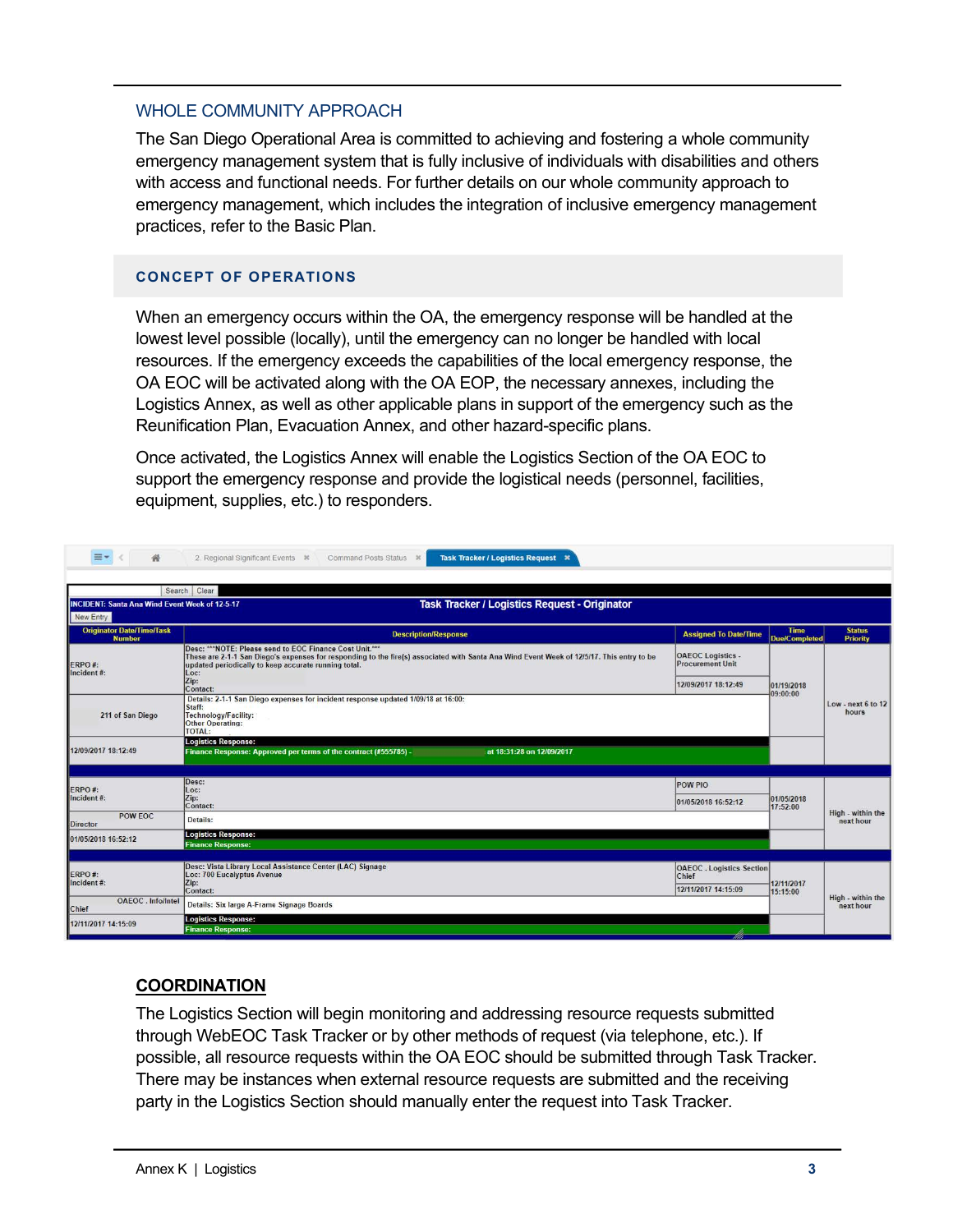## WHOLE COMMUNITY APPROACH

The San Diego Operational Area is committed to achieving and fostering a whole community emergency management system that is fully inclusive of individuals with disabilities and others with access and functional needs. For further details on our whole community approach to emergency management, which includes the integration of inclusive emergency management practices, refer to the Basic Plan.

## CONCEPT OF OPERATIONS

When an emergency occurs within the OA, the emergency response will be handled at the lowest level possible (locally), until the emergency can no longer be handled with local resources. If the emergency exceeds the capabilities of the local emergency response, the OA EOC will be activated along with the OA EOP, the necessary annexes, including the Logistics Annex, as well as other applicable plans in support of the emergency such as the Reunification Plan, Evacuation Annex, and other hazard-specific plans.

Once activated, the Logistics Annex will enable the Logistics Section of the OA EOC to support the emergency response and provide the logistical needs (personnel, facilities, equipment, supplies, etc.) to responders.

2. Regional Significant Events | Command Posts Status | Task Tracker / Logistics Request

INCIDENT: Santa Ana Wind Event Week of 12-5-17

**Task Tracker / Logistics Request - Originator**

| Originator Date/Time/Task Number | Description/Response | Assigned To Date/Time | Time Due/Completed | Status Priority |
|---|---|---|---|---|
| ERPO #: Incident #: 211 of San Diego 12/09/2017 18:12:49 | Desc: ***NOTE: Please send to EOC Finance Cost Unit.*** These are 2-1-1 San Diego's expenses for responding to the fire(s) associated with Santa Ana Wind Event Week of 12/5/17. This entry to be updated periodically to keep accurate running total. Loc: Zip: Contact: Details: 2-1-1 San Diego expenses for incident response updated 1/09/18 at 16:00: Staff: Technology/Facility: Other Operating: TOTAL: Logistics Response: Finance Response: Approved per terms of the contract (#555785) - at 18:31:28 on 12/09/2017 | OAEOC Logistics - Procurement Unit 12/09/2017 18:12:49 | 01/19/2018 09:00:00 | Low - next 6 to 12 hours |
| ERPO #: Incident #: POW EOC Director 01/05/2018 16:52:12 | Desc: Loc: Zip: Contact: Details: Logistics Response: Finance Response: | POW PIO 01/05/2018 16:52:12 | 01/05/2018 17:52:00 | High - within the next hour |
| ERPO #: Incident #: OAEOC . Info/Intel Chief 12/11/2017 14:15:09 | Desc: Vista Library Local Assistance Center (LAC) Signage Loc: 700 Eucalyptus Avenue Zip: Contact: Details: Six large A-Frame Signage Boards Logistics Response: Finance Response: | OAEOC . Logistics Section Chief 12/11/2017 14:15:09 | 12/11/2017 15:15:00 | High - within the next hour |

## COORDINATION

The Logistics Section will begin monitoring and addressing resource requests submitted through WebEOC Task Tracker or by other methods of request (via telephone, etc.). If possible, all resource requests within the OA EOC should be submitted through Task Tracker. There may be instances when external resource requests are submitted and the receiving party in the Logistics Section should manually enter the request into Task Tracker.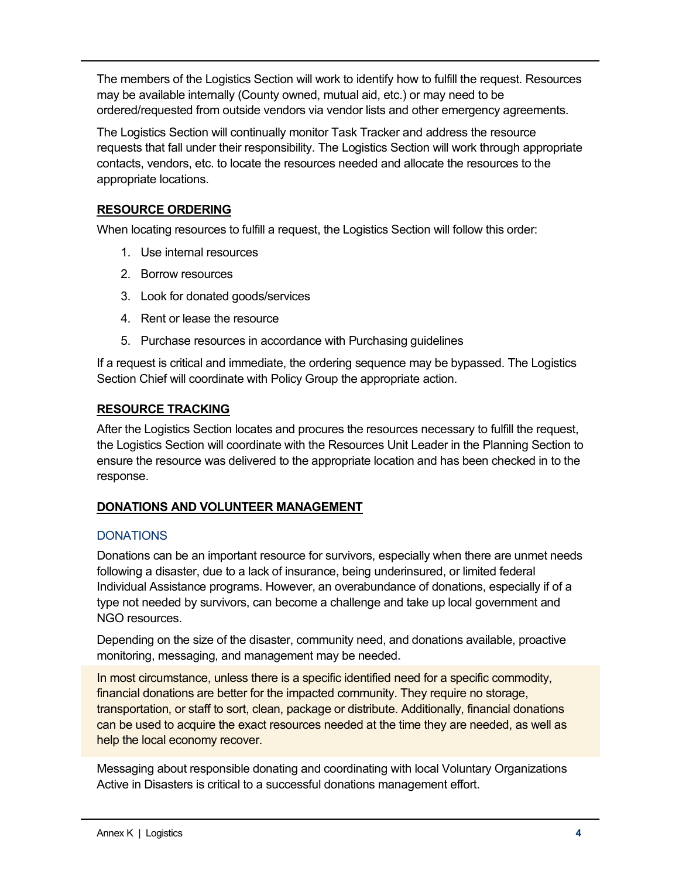The members of the Logistics Section will work to identify how to fulfill the request. Resources may be available internally (County owned, mutual aid, etc.) or may need to be ordered/requested from outside vendors via vendor lists and other emergency agreements.

The Logistics Section will continually monitor Task Tracker and address the resource requests that fall under their responsibility. The Logistics Section will work through appropriate contacts, vendors, etc. to locate the resources needed and allocate the resources to the appropriate locations.

## RESOURCE ORDERING

When locating resources to fulfill a request, the Logistics Section will follow this order:

1. Use internal resources
2. Borrow resources
3. Look for donated goods/services
4. Rent or lease the resource
5. Purchase resources in accordance with Purchasing guidelines

If a request is critical and immediate, the ordering sequence may be bypassed. The Logistics Section Chief will coordinate with Policy Group the appropriate action.

## RESOURCE TRACKING

After the Logistics Section locates and procures the resources necessary to fulfill the request, the Logistics Section will coordinate with the Resources Unit Leader in the Planning Section to ensure the resource was delivered to the appropriate location and has been checked in to the response.

## DONATIONS AND VOLUNTEER MANAGEMENT

### DONATIONS

Donations can be an important resource for survivors, especially when there are unmet needs following a disaster, due to a lack of insurance, being underinsured, or limited federal Individual Assistance programs. However, an overabundance of donations, especially if of a type not needed by survivors, can become a challenge and take up local government and NGO resources.

Depending on the size of the disaster, community need, and donations available, proactive monitoring, messaging, and management may be needed.

In most circumstance, unless there is a specific identified need for a specific commodity, financial donations are better for the impacted community. They require no storage, transportation, or staff to sort, clean, package or distribute. Additionally, financial donations can be used to acquire the exact resources needed at the time they are needed, as well as help the local economy recover.

Messaging about responsible donating and coordinating with local Voluntary Organizations Active in Disasters is critical to a successful donations management effort.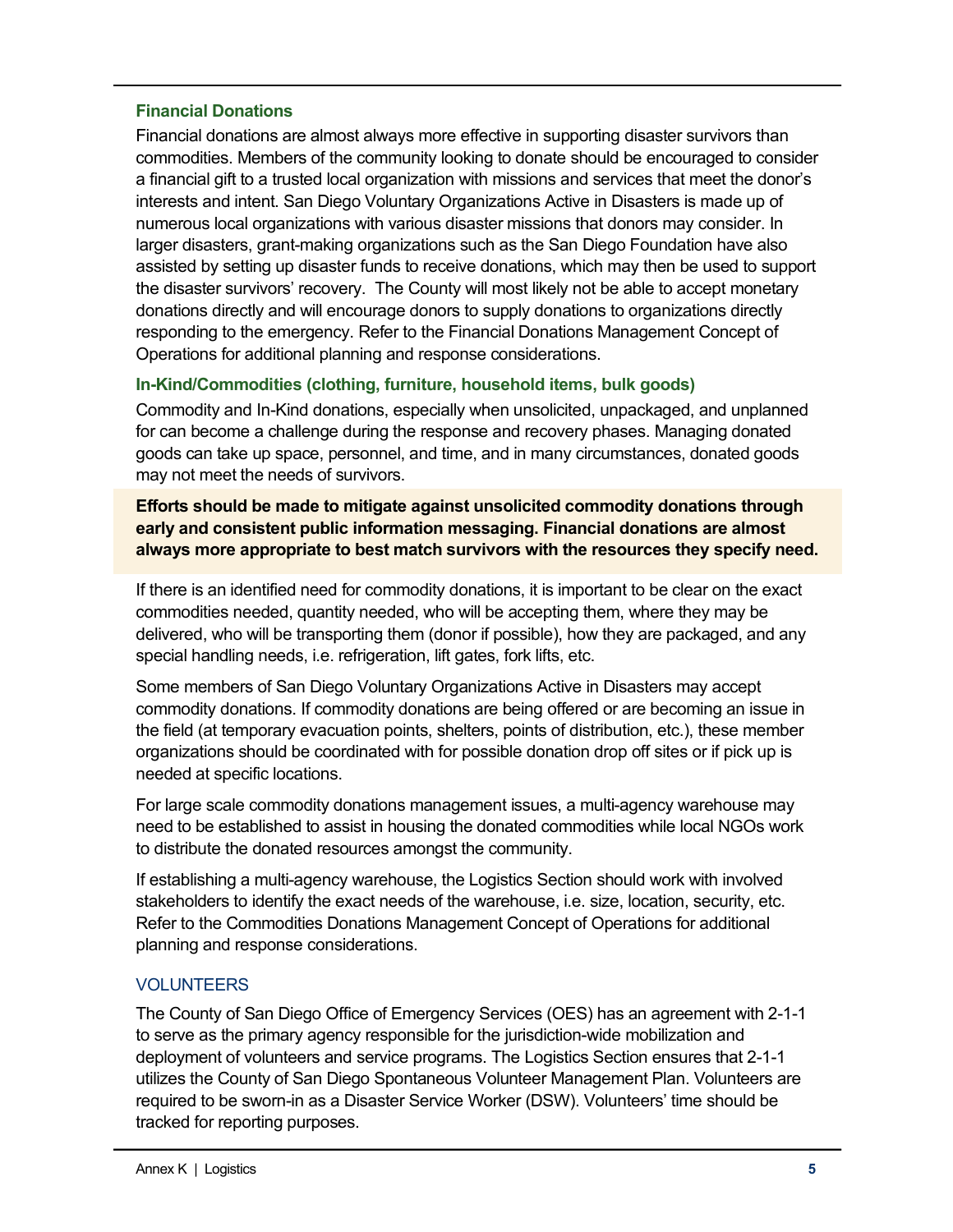### Financial Donations

Financial donations are almost always more effective in supporting disaster survivors than commodities. Members of the community looking to donate should be encouraged to consider a financial gift to a trusted local organization with missions and services that meet the donor's interests and intent. San Diego Voluntary Organizations Active in Disasters is made up of numerous local organizations with various disaster missions that donors may consider. In larger disasters, grant-making organizations such as the San Diego Foundation have also assisted by setting up disaster funds to receive donations, which may then be used to support the disaster survivors' recovery. The County will most likely not be able to accept monetary donations directly and will encourage donors to supply donations to organizations directly responding to the emergency. Refer to the Financial Donations Management Concept of Operations for additional planning and response considerations.

### In-Kind/Commodities (clothing, furniture, household items, bulk goods)

Commodity and In-Kind donations, especially when unsolicited, unpackaged, and unplanned for can become a challenge during the response and recovery phases. Managing donated goods can take up space, personnel, and time, and in many circumstances, donated goods may not meet the needs of survivors.

**Efforts should be made to mitigate against unsolicited commodity donations through early and consistent public information messaging. Financial donations are almost always more appropriate to best match survivors with the resources they specify need.**

If there is an identified need for commodity donations, it is important to be clear on the exact commodities needed, quantity needed, who will be accepting them, where they may be delivered, who will be transporting them (donor if possible), how they are packaged, and any special handling needs, i.e. refrigeration, lift gates, fork lifts, etc.

Some members of San Diego Voluntary Organizations Active in Disasters may accept commodity donations. If commodity donations are being offered or are becoming an issue in the field (at temporary evacuation points, shelters, points of distribution, etc.), these member organizations should be coordinated with for possible donation drop off sites or if pick up is needed at specific locations.

For large scale commodity donations management issues, a multi-agency warehouse may need to be established to assist in housing the donated commodities while local NGOs work to distribute the donated resources amongst the community.

If establishing a multi-agency warehouse, the Logistics Section should work with involved stakeholders to identify the exact needs of the warehouse, i.e. size, location, security, etc. Refer to the Commodities Donations Management Concept of Operations for additional planning and response considerations.

## VOLUNTEERS

The County of San Diego Office of Emergency Services (OES) has an agreement with 2-1-1 to serve as the primary agency responsible for the jurisdiction-wide mobilization and deployment of volunteers and service programs. The Logistics Section ensures that 2-1-1 utilizes the County of San Diego Spontaneous Volunteer Management Plan. Volunteers are required to be sworn-in as a Disaster Service Worker (DSW). Volunteers' time should be tracked for reporting purposes.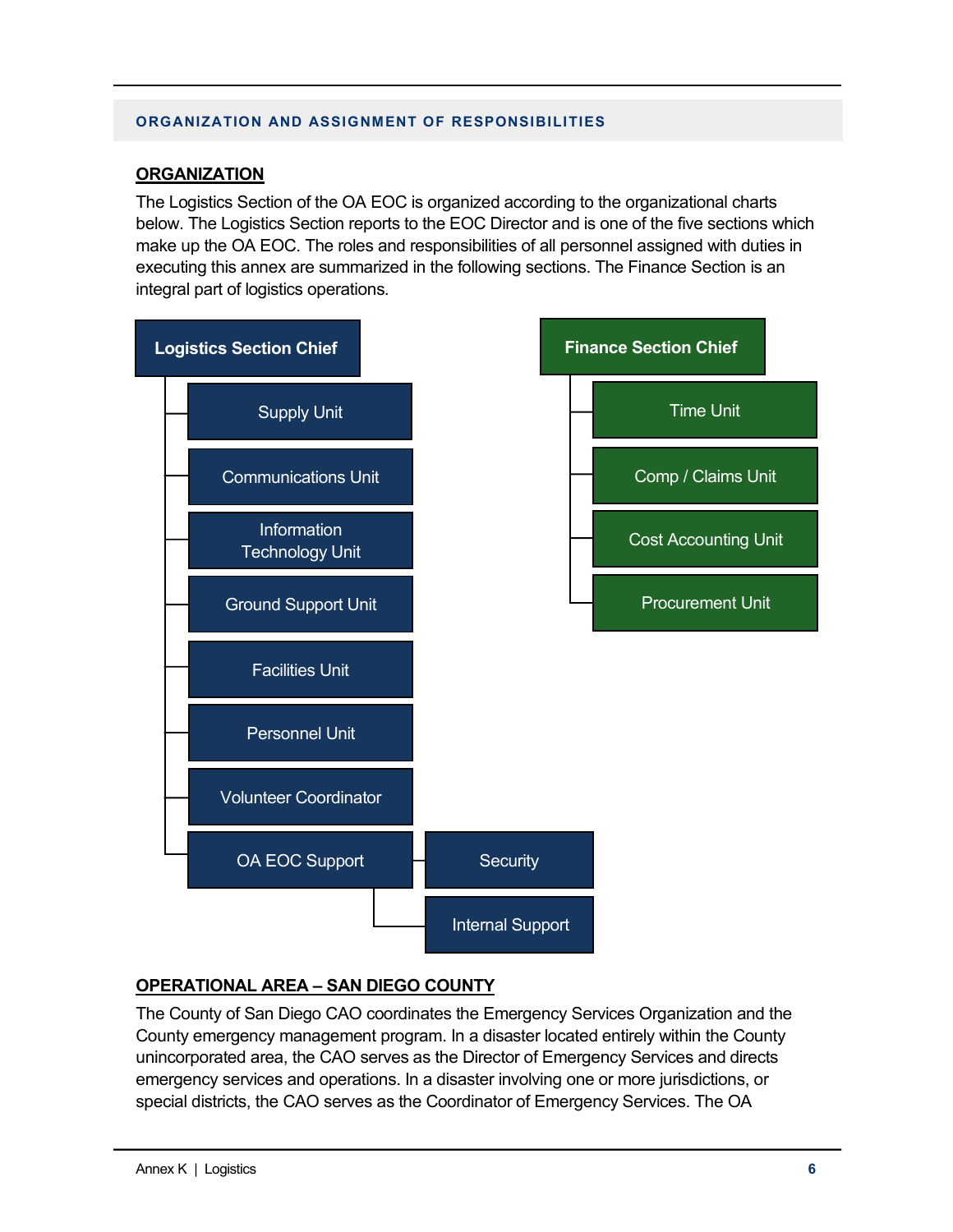## ORGANIZATION AND ASSIGNMENT OF RESPONSIBILITIES

### ORGANIZATION

The Logistics Section of the OA EOC is organized according to the organizational charts below. The Logistics Section reports to the EOC Director and is one of the five sections which make up the OA EOC. The roles and responsibilities of all personnel assigned with duties in executing this annex are summarized in the following sections. The Finance Section is an integral part of logistics operations.

**Logistics Section Chief**

- Supply Unit
- Communications Unit
- Information Technology Unit
- Ground Support Unit
- Facilities Unit
- Personnel Unit
- Volunteer Coordinator
- OA EOC Support
  - Security
  - Internal Support

**Finance Section Chief**

- Time Unit
- Comp / Claims Unit
- Cost Accounting Unit
- Procurement Unit

### OPERATIONAL AREA – SAN DIEGO COUNTY

The County of San Diego CAO coordinates the Emergency Services Organization and the County emergency management program. In a disaster located entirely within the County unincorporated area, the CAO serves as the Director of Emergency Services and directs emergency services and operations. In a disaster involving one or more jurisdictions, or special districts, the CAO serves as the Coordinator of Emergency Services. The OA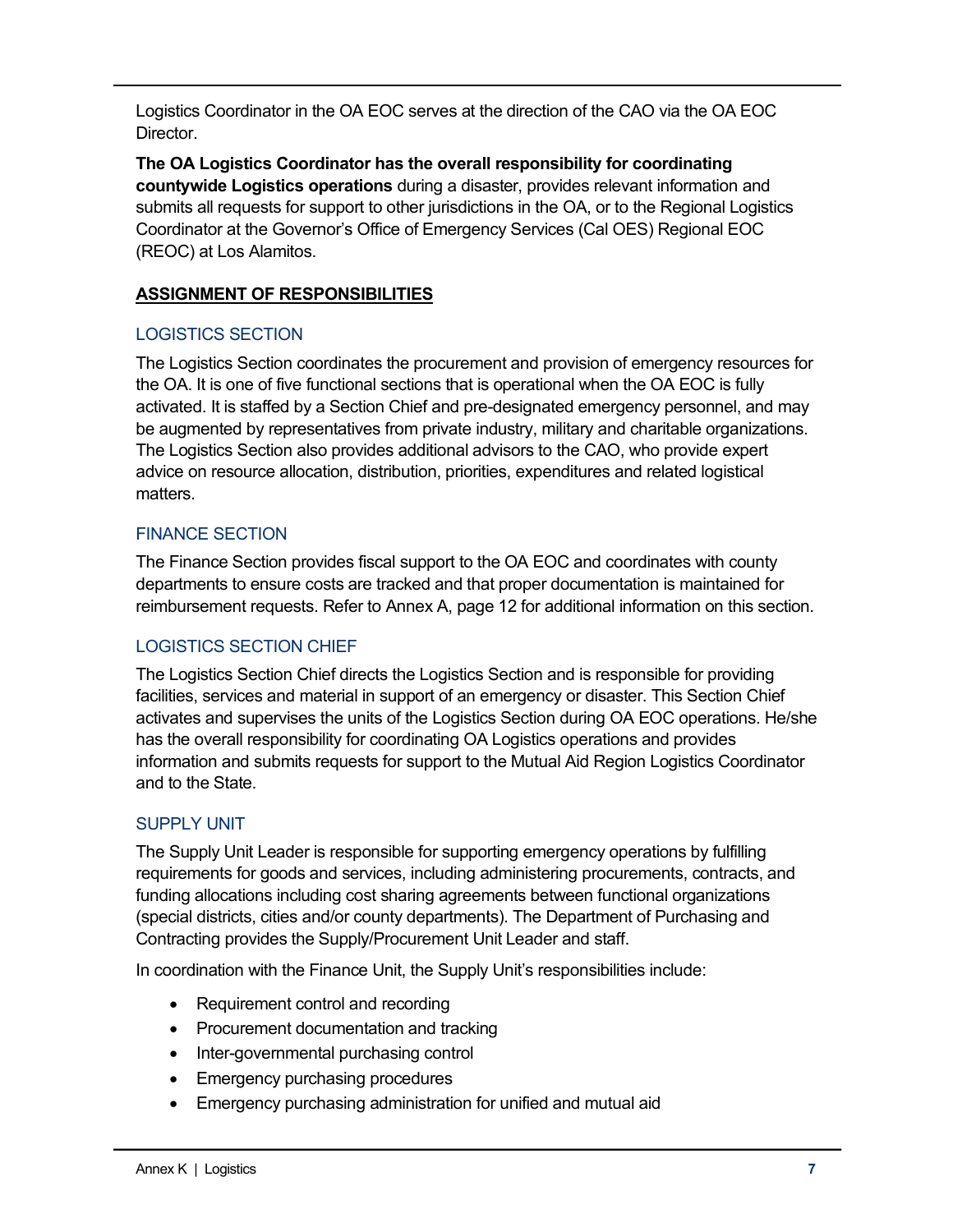Logistics Coordinator in the OA EOC serves at the direction of the CAO via the OA EOC Director.

**The OA Logistics Coordinator has the overall responsibility for coordinating countywide Logistics operations** during a disaster, provides relevant information and submits all requests for support to other jurisdictions in the OA, or to the Regional Logistics Coordinator at the Governor's Office of Emergency Services (Cal OES) Regional EOC (REOC) at Los Alamitos.

## ASSIGNMENT OF RESPONSIBILITIES

### LOGISTICS SECTION

The Logistics Section coordinates the procurement and provision of emergency resources for the OA. It is one of five functional sections that is operational when the OA EOC is fully activated. It is staffed by a Section Chief and pre-designated emergency personnel, and may be augmented by representatives from private industry, military and charitable organizations. The Logistics Section also provides additional advisors to the CAO, who provide expert advice on resource allocation, distribution, priorities, expenditures and related logistical matters.

### FINANCE SECTION

The Finance Section provides fiscal support to the OA EOC and coordinates with county departments to ensure costs are tracked and that proper documentation is maintained for reimbursement requests. Refer to Annex A, page 12 for additional information on this section.

### LOGISTICS SECTION CHIEF

The Logistics Section Chief directs the Logistics Section and is responsible for providing facilities, services and material in support of an emergency or disaster. This Section Chief activates and supervises the units of the Logistics Section during OA EOC operations. He/she has the overall responsibility for coordinating OA Logistics operations and provides information and submits requests for support to the Mutual Aid Region Logistics Coordinator and to the State.

### SUPPLY UNIT

The Supply Unit Leader is responsible for supporting emergency operations by fulfilling requirements for goods and services, including administering procurements, contracts, and funding allocations including cost sharing agreements between functional organizations (special districts, cities and/or county departments). The Department of Purchasing and Contracting provides the Supply/Procurement Unit Leader and staff.

In coordination with the Finance Unit, the Supply Unit's responsibilities include:

- Requirement control and recording
- Procurement documentation and tracking
- Inter-governmental purchasing control
- Emergency purchasing procedures
- Emergency purchasing administration for unified and mutual aid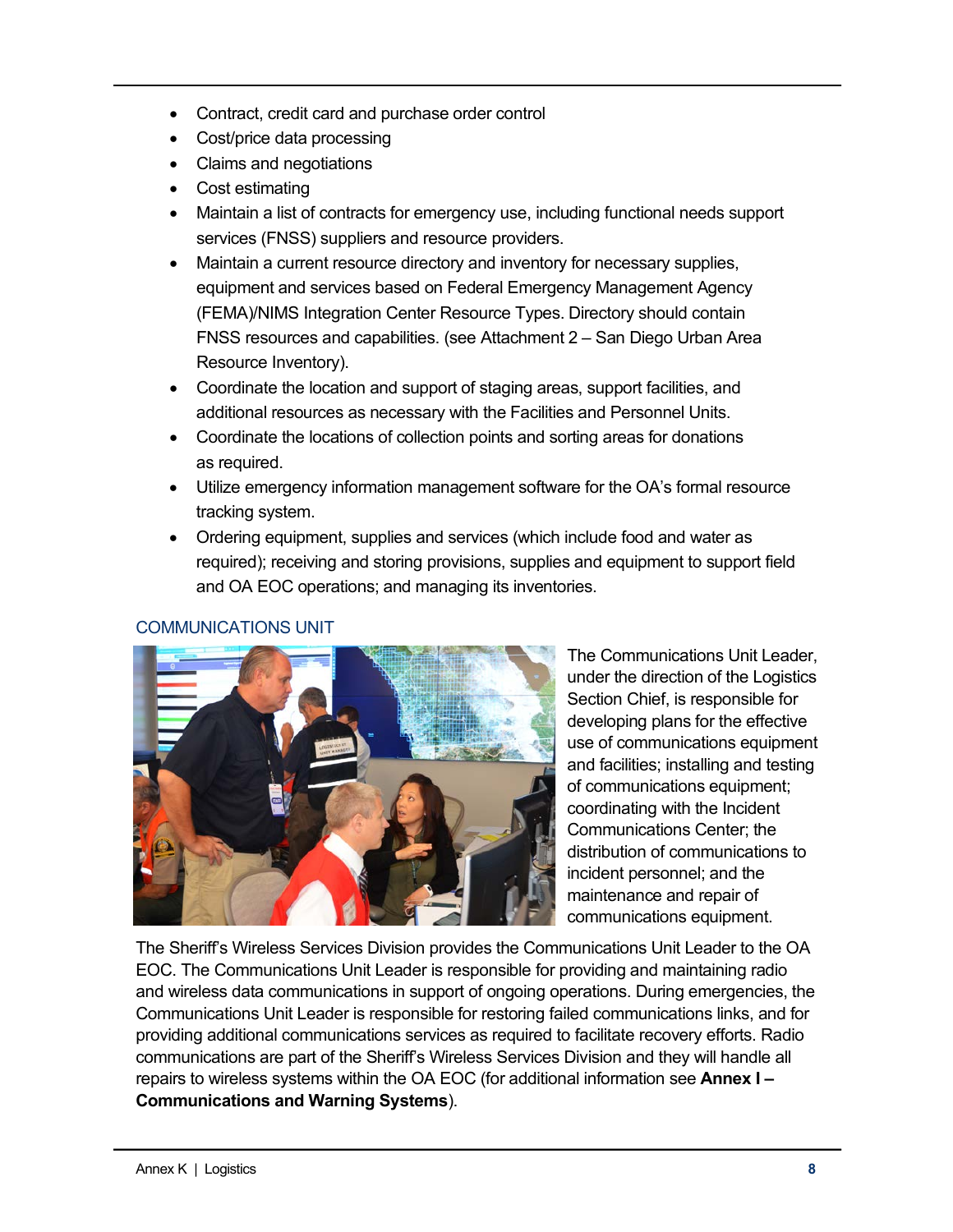- Contract, credit card and purchase order control
- Cost/price data processing
- Claims and negotiations
- Cost estimating
- Maintain a list of contracts for emergency use, including functional needs support services (FNSS) suppliers and resource providers.
- Maintain a current resource directory and inventory for necessary supplies, equipment and services based on Federal Emergency Management Agency (FEMA)/NIMS Integration Center Resource Types. Directory should contain FNSS resources and capabilities. (see Attachment 2 – San Diego Urban Area Resource Inventory).
- Coordinate the location and support of staging areas, support facilities, and additional resources as necessary with the Facilities and Personnel Units.
- Coordinate the locations of collection points and sorting areas for donations as required.
- Utilize emergency information management software for the OA's formal resource tracking system.
- Ordering equipment, supplies and services (which include food and water as required); receiving and storing provisions, supplies and equipment to support field and OA EOC operations; and managing its inventories.

### COMMUNICATIONS UNIT

The Communications Unit Leader, under the direction of the Logistics Section Chief, is responsible for developing plans for the effective use of communications equipment and facilities; installing and testing of communications equipment; coordinating with the Incident Communications Center; the distribution of communications to incident personnel; and the maintenance and repair of communications equipment.

The Sheriff's Wireless Services Division provides the Communications Unit Leader to the OA EOC. The Communications Unit Leader is responsible for providing and maintaining radio and wireless data communications in support of ongoing operations. During emergencies, the Communications Unit Leader is responsible for restoring failed communications links, and for providing additional communications services as required to facilitate recovery efforts. Radio communications are part of the Sheriff's Wireless Services Division and they will handle all repairs to wireless systems within the OA EOC (for additional information see **Annex I – Communications and Warning Systems**).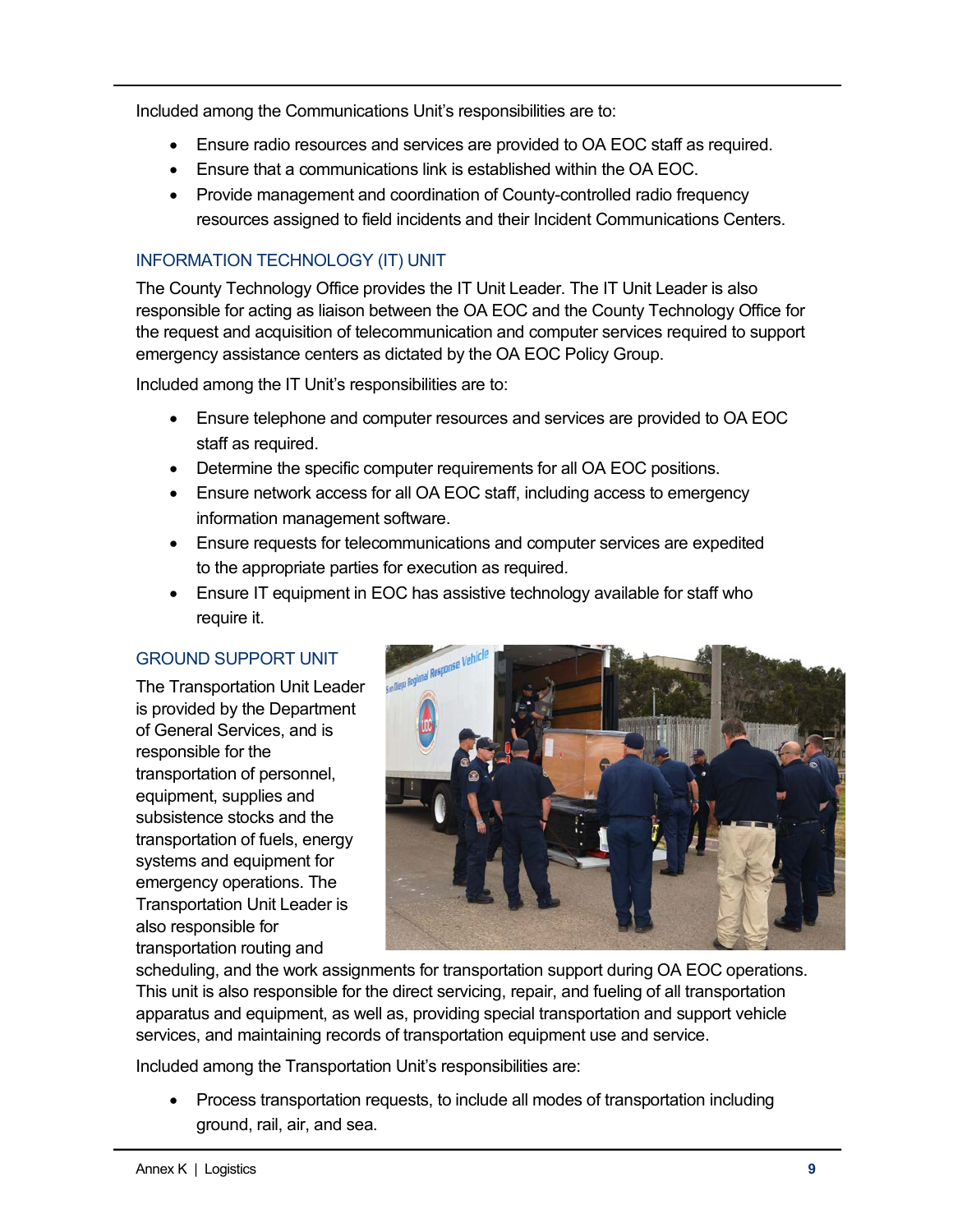Included among the Communications Unit's responsibilities are to:

- Ensure radio resources and services are provided to OA EOC staff as required.
- Ensure that a communications link is established within the OA EOC.
- Provide management and coordination of County-controlled radio frequency resources assigned to field incidents and their Incident Communications Centers.

### INFORMATION TECHNOLOGY (IT) UNIT

The County Technology Office provides the IT Unit Leader. The IT Unit Leader is also responsible for acting as liaison between the OA EOC and the County Technology Office for the request and acquisition of telecommunication and computer services required to support emergency assistance centers as dictated by the OA EOC Policy Group.

Included among the IT Unit's responsibilities are to:

- Ensure telephone and computer resources and services are provided to OA EOC staff as required.
- Determine the specific computer requirements for all OA EOC positions.
- Ensure network access for all OA EOC staff, including access to emergency information management software.
- Ensure requests for telecommunications and computer services are expedited to the appropriate parties for execution as required.
- Ensure IT equipment in EOC has assistive technology available for staff who require it.

### GROUND SUPPORT UNIT

The Transportation Unit Leader is provided by the Department of General Services, and is responsible for the transportation of personnel, equipment, supplies and subsistence stocks and the transportation of fuels, energy systems and equipment for emergency operations. The Transportation Unit Leader is also responsible for transportation routing and scheduling, and the work assignments for transportation support during OA EOC operations. This unit is also responsible for the direct servicing, repair, and fueling of all transportation apparatus and equipment, as well as, providing special transportation and support vehicle services, and maintaining records of transportation equipment use and service.

Included among the Transportation Unit's responsibilities are:

- Process transportation requests, to include all modes of transportation including ground, rail, air, and sea.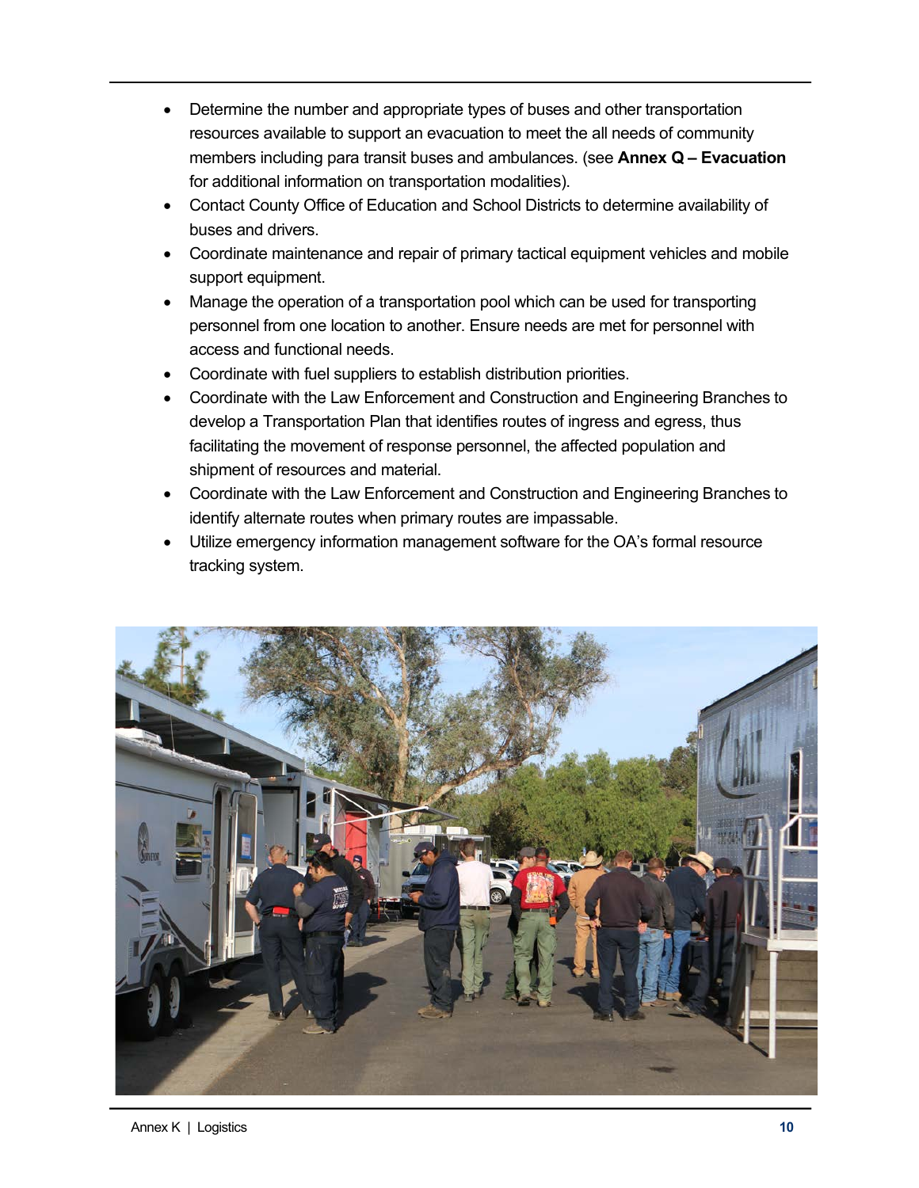- Determine the number and appropriate types of buses and other transportation resources available to support an evacuation to meet the all needs of community members including para transit buses and ambulances. (see **Annex Q – Evacuation** for additional information on transportation modalities).
- Contact County Office of Education and School Districts to determine availability of buses and drivers.
- Coordinate maintenance and repair of primary tactical equipment vehicles and mobile support equipment.
- Manage the operation of a transportation pool which can be used for transporting personnel from one location to another. Ensure needs are met for personnel with access and functional needs.
- Coordinate with fuel suppliers to establish distribution priorities.
- Coordinate with the Law Enforcement and Construction and Engineering Branches to develop a Transportation Plan that identifies routes of ingress and egress, thus facilitating the movement of response personnel, the affected population and shipment of resources and material.
- Coordinate with the Law Enforcement and Construction and Engineering Branches to identify alternate routes when primary routes are impassable.
- Utilize emergency information management software for the OA's formal resource tracking system.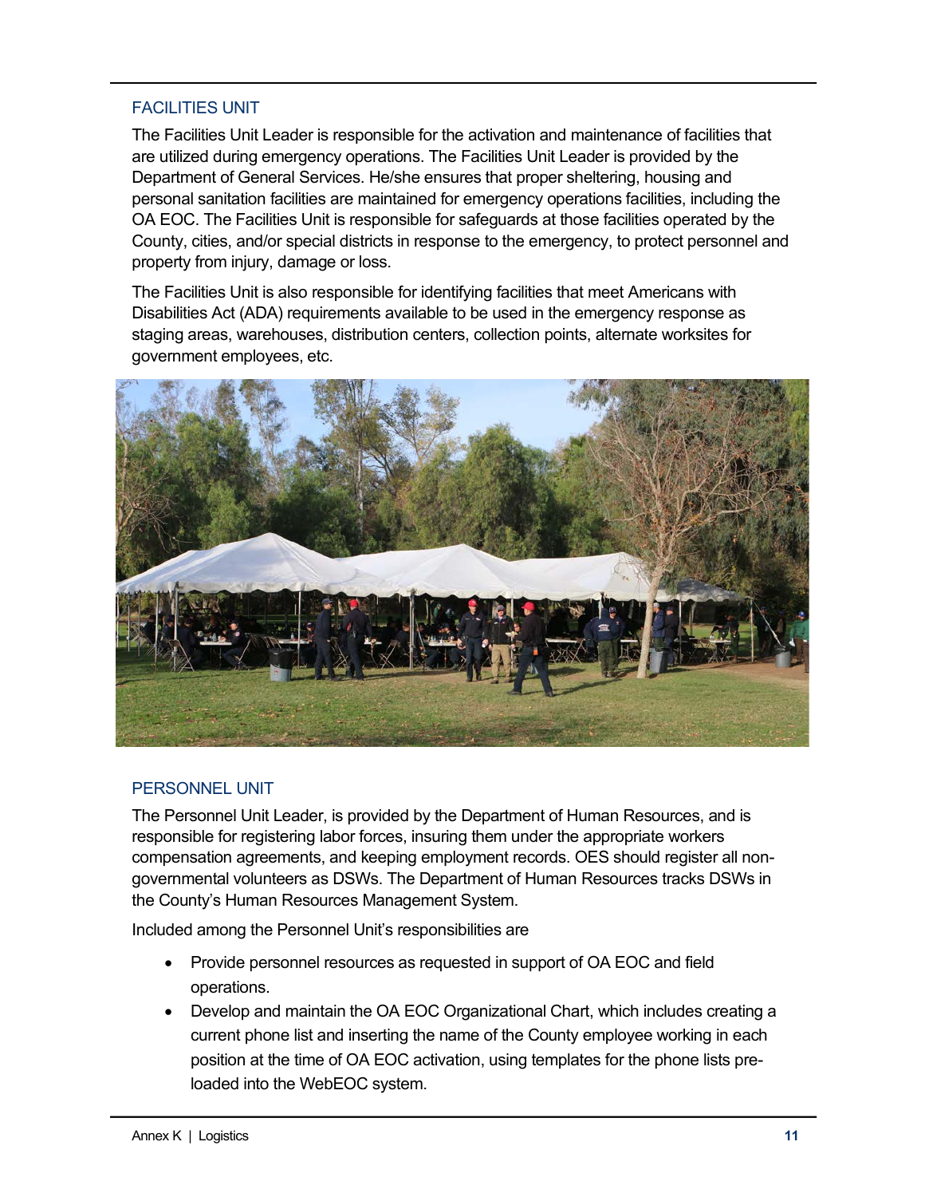## FACILITIES UNIT

The Facilities Unit Leader is responsible for the activation and maintenance of facilities that are utilized during emergency operations. The Facilities Unit Leader is provided by the Department of General Services. He/she ensures that proper sheltering, housing and personal sanitation facilities are maintained for emergency operations facilities, including the OA EOC. The Facilities Unit is responsible for safeguards at those facilities operated by the County, cities, and/or special districts in response to the emergency, to protect personnel and property from injury, damage or loss.

The Facilities Unit is also responsible for identifying facilities that meet Americans with Disabilities Act (ADA) requirements available to be used in the emergency response as staging areas, warehouses, distribution centers, collection points, alternate worksites for government employees, etc.

## PERSONNEL UNIT

The Personnel Unit Leader, is provided by the Department of Human Resources, and is responsible for registering labor forces, insuring them under the appropriate workers compensation agreements, and keeping employment records. OES should register all non-governmental volunteers as DSWs. The Department of Human Resources tracks DSWs in the County's Human Resources Management System.

Included among the Personnel Unit's responsibilities are

- Provide personnel resources as requested in support of OA EOC and field operations.
- Develop and maintain the OA EOC Organizational Chart, which includes creating a current phone list and inserting the name of the County employee working in each position at the time of OA EOC activation, using templates for the phone lists pre-loaded into the WebEOC system.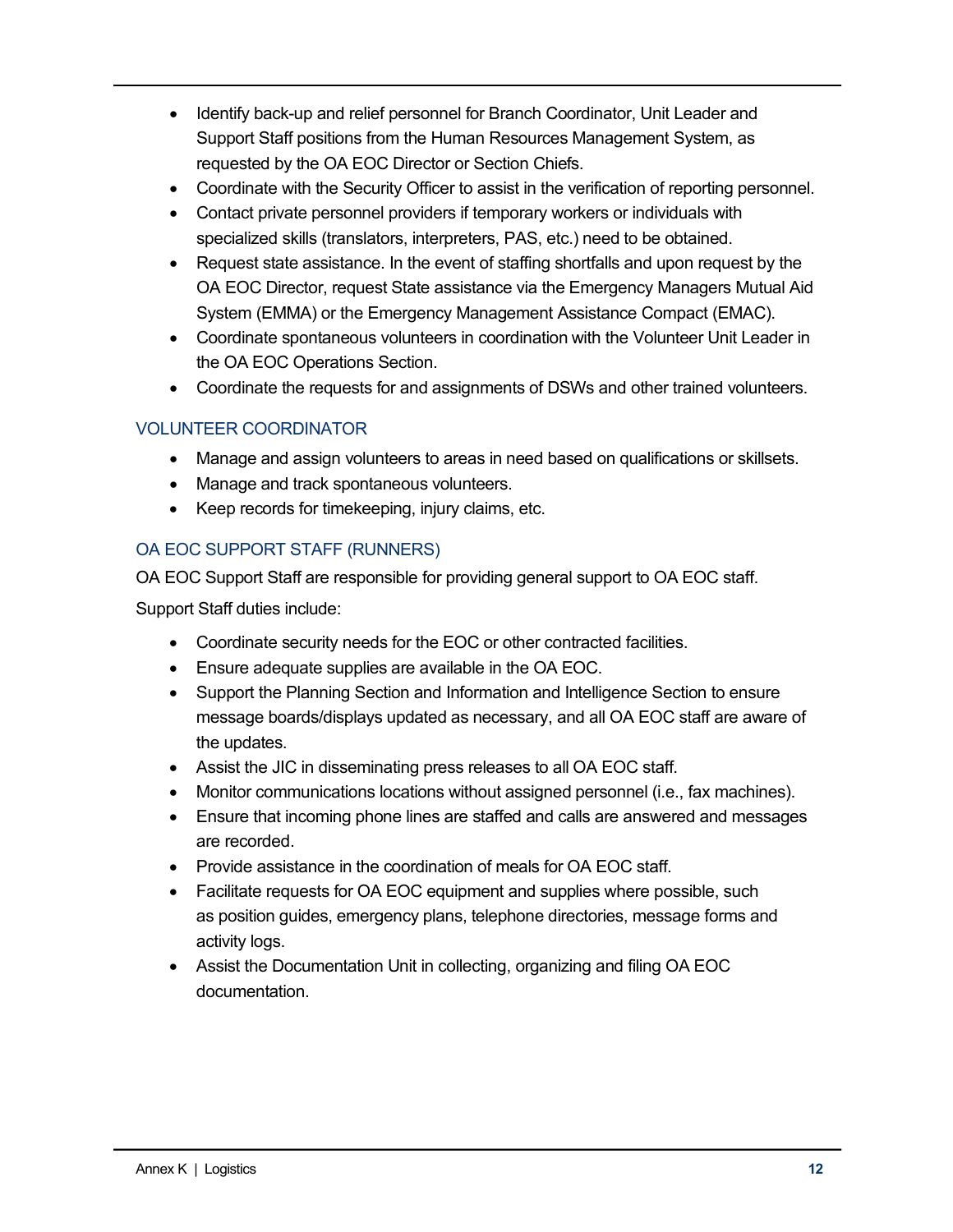- Identify back-up and relief personnel for Branch Coordinator, Unit Leader and Support Staff positions from the Human Resources Management System, as requested by the OA EOC Director or Section Chiefs.
- Coordinate with the Security Officer to assist in the verification of reporting personnel.
- Contact private personnel providers if temporary workers or individuals with specialized skills (translators, interpreters, PAS, etc.) need to be obtained.
- Request state assistance. In the event of staffing shortfalls and upon request by the OA EOC Director, request State assistance via the Emergency Managers Mutual Aid System (EMMA) or the Emergency Management Assistance Compact (EMAC).
- Coordinate spontaneous volunteers in coordination with the Volunteer Unit Leader in the OA EOC Operations Section.
- Coordinate the requests for and assignments of DSWs and other trained volunteers.

### VOLUNTEER COORDINATOR

- Manage and assign volunteers to areas in need based on qualifications or skillsets.
- Manage and track spontaneous volunteers.
- Keep records for timekeeping, injury claims, etc.

### OA EOC SUPPORT STAFF (RUNNERS)

OA EOC Support Staff are responsible for providing general support to OA EOC staff.

Support Staff duties include:

- Coordinate security needs for the EOC or other contracted facilities.
- Ensure adequate supplies are available in the OA EOC.
- Support the Planning Section and Information and Intelligence Section to ensure message boards/displays updated as necessary, and all OA EOC staff are aware of the updates.
- Assist the JIC in disseminating press releases to all OA EOC staff.
- Monitor communications locations without assigned personnel (i.e., fax machines).
- Ensure that incoming phone lines are staffed and calls are answered and messages are recorded.
- Provide assistance in the coordination of meals for OA EOC staff.
- Facilitate requests for OA EOC equipment and supplies where possible, such as position guides, emergency plans, telephone directories, message forms and activity logs.
- Assist the Documentation Unit in collecting, organizing and filing OA EOC documentation.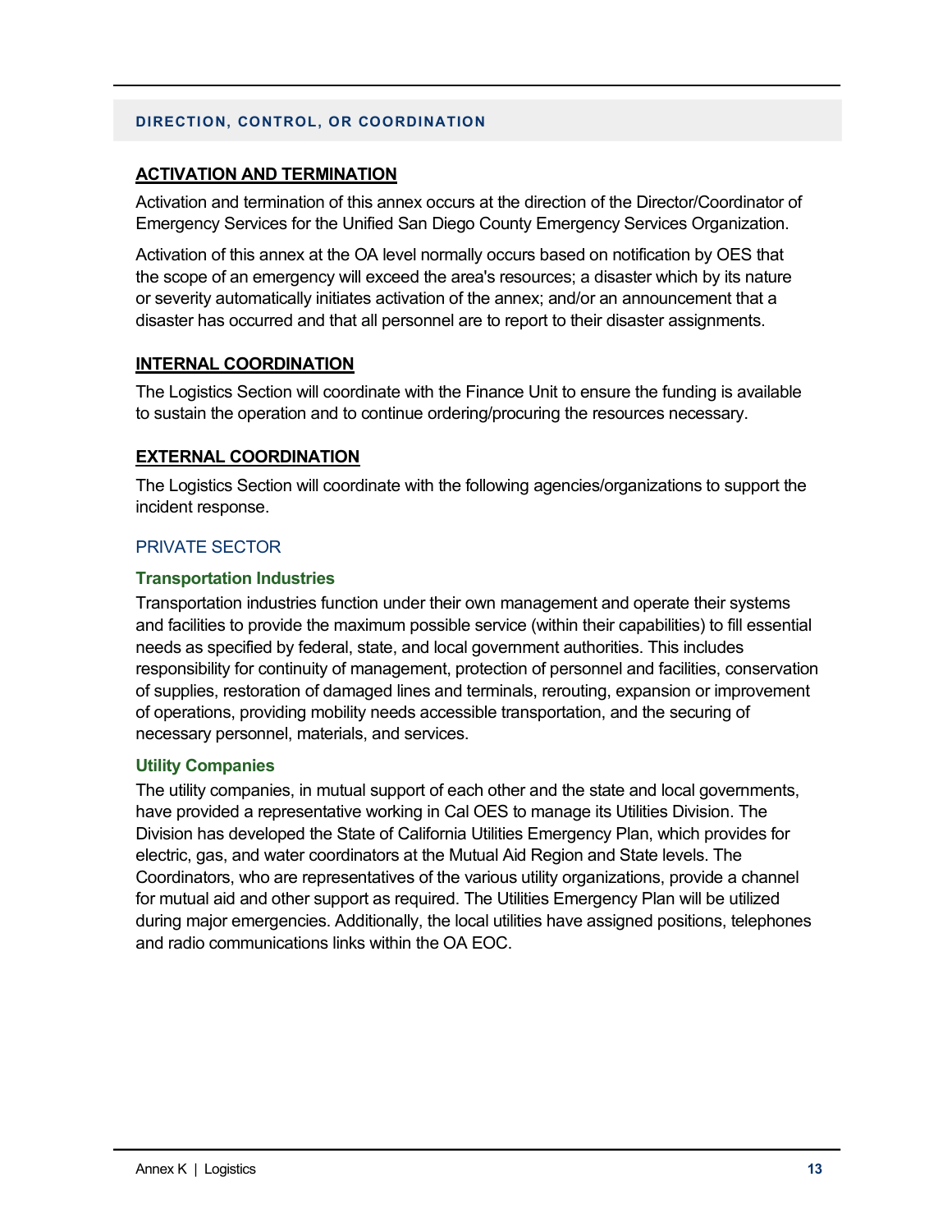## DIRECTION, CONTROL, OR COORDINATION

### ACTIVATION AND TERMINATION

Activation and termination of this annex occurs at the direction of the Director/Coordinator of Emergency Services for the Unified San Diego County Emergency Services Organization.

Activation of this annex at the OA level normally occurs based on notification by OES that the scope of an emergency will exceed the area's resources; a disaster which by its nature or severity automatically initiates activation of the annex; and/or an announcement that a disaster has occurred and that all personnel are to report to their disaster assignments.

### INTERNAL COORDINATION

The Logistics Section will coordinate with the Finance Unit to ensure the funding is available to sustain the operation and to continue ordering/procuring the resources necessary.

### EXTERNAL COORDINATION

The Logistics Section will coordinate with the following agencies/organizations to support the incident response.

#### PRIVATE SECTOR

##### Transportation Industries

Transportation industries function under their own management and operate their systems and facilities to provide the maximum possible service (within their capabilities) to fill essential needs as specified by federal, state, and local government authorities. This includes responsibility for continuity of management, protection of personnel and facilities, conservation of supplies, restoration of damaged lines and terminals, rerouting, expansion or improvement of operations, providing mobility needs accessible transportation, and the securing of necessary personnel, materials, and services.

##### Utility Companies

The utility companies, in mutual support of each other and the state and local governments, have provided a representative working in Cal OES to manage its Utilities Division. The Division has developed the State of California Utilities Emergency Plan, which provides for electric, gas, and water coordinators at the Mutual Aid Region and State levels. The Coordinators, who are representatives of the various utility organizations, provide a channel for mutual aid and other support as required. The Utilities Emergency Plan will be utilized during major emergencies. Additionally, the local utilities have assigned positions, telephones and radio communications links within the OA EOC.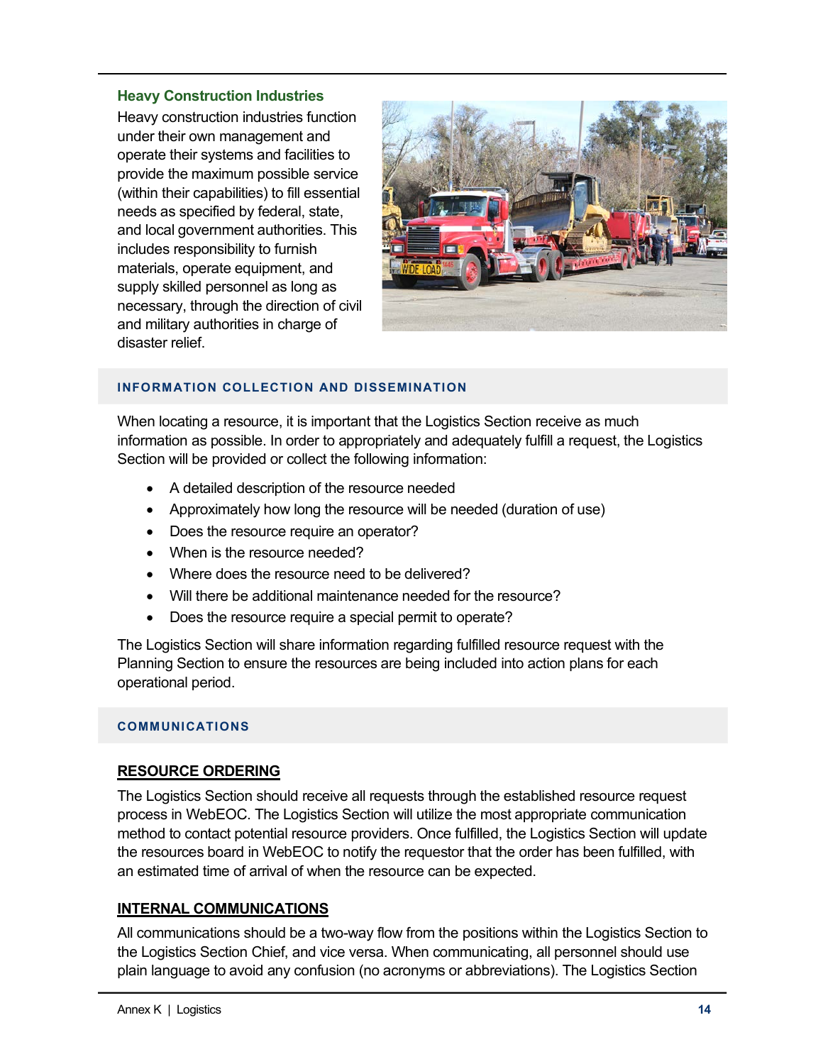### Heavy Construction Industries

Heavy construction industries function under their own management and operate their systems and facilities to provide the maximum possible service (within their capabilities) to fill essential needs as specified by federal, state, and local government authorities. This includes responsibility to furnish materials, operate equipment, and supply skilled personnel as long as necessary, through the direction of civil and military authorities in charge of disaster relief.

## INFORMATION COLLECTION AND DISSEMINATION

When locating a resource, it is important that the Logistics Section receive as much information as possible. In order to appropriately and adequately fulfill a request, the Logistics Section will be provided or collect the following information:

- A detailed description of the resource needed
- Approximately how long the resource will be needed (duration of use)
- Does the resource require an operator?
- When is the resource needed?
- Where does the resource need to be delivered?
- Will there be additional maintenance needed for the resource?
- Does the resource require a special permit to operate?

The Logistics Section will share information regarding fulfilled resource request with the Planning Section to ensure the resources are being included into action plans for each operational period.

## COMMUNICATIONS

### RESOURCE ORDERING

The Logistics Section should receive all requests through the established resource request process in WebEOC. The Logistics Section will utilize the most appropriate communication method to contact potential resource providers. Once fulfilled, the Logistics Section will update the resources board in WebEOC to notify the requestor that the order has been fulfilled, with an estimated time of arrival of when the resource can be expected.

### INTERNAL COMMUNICATIONS

All communications should be a two-way flow from the positions within the Logistics Section to the Logistics Section Chief, and vice versa. When communicating, all personnel should use plain language to avoid any confusion (no acronyms or abbreviations). The Logistics Section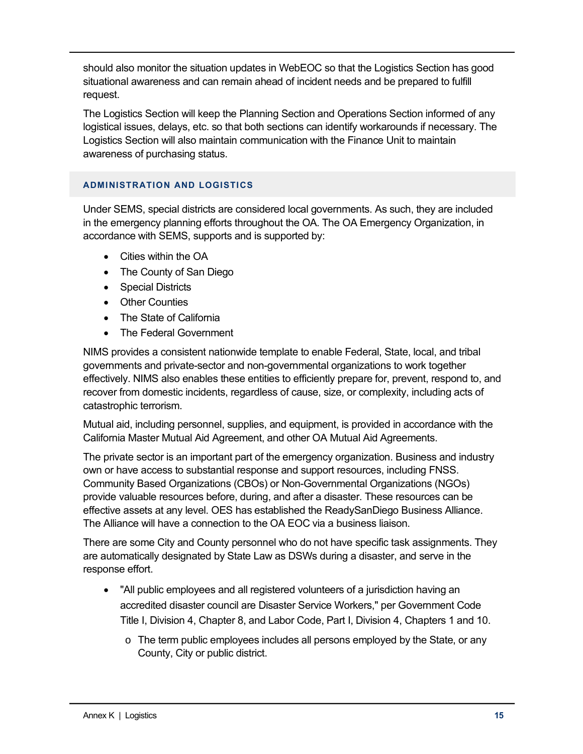should also monitor the situation updates in WebEOC so that the Logistics Section has good situational awareness and can remain ahead of incident needs and be prepared to fulfill request.

The Logistics Section will keep the Planning Section and Operations Section informed of any logistical issues, delays, etc. so that both sections can identify workarounds if necessary. The Logistics Section will also maintain communication with the Finance Unit to maintain awareness of purchasing status.

## ADMINISTRATION AND LOGISTICS

Under SEMS, special districts are considered local governments. As such, they are included in the emergency planning efforts throughout the OA. The OA Emergency Organization, in accordance with SEMS, supports and is supported by:

- Cities within the OA
- The County of San Diego
- Special Districts
- Other Counties
- The State of California
- The Federal Government

NIMS provides a consistent nationwide template to enable Federal, State, local, and tribal governments and private-sector and non-governmental organizations to work together effectively. NIMS also enables these entities to efficiently prepare for, prevent, respond to, and recover from domestic incidents, regardless of cause, size, or complexity, including acts of catastrophic terrorism.

Mutual aid, including personnel, supplies, and equipment, is provided in accordance with the California Master Mutual Aid Agreement, and other OA Mutual Aid Agreements.

The private sector is an important part of the emergency organization. Business and industry own or have access to substantial response and support resources, including FNSS. Community Based Organizations (CBOs) or Non-Governmental Organizations (NGOs) provide valuable resources before, during, and after a disaster. These resources can be effective assets at any level. OES has established the ReadySanDiego Business Alliance. The Alliance will have a connection to the OA EOC via a business liaison.

There are some City and County personnel who do not have specific task assignments. They are automatically designated by State Law as DSWs during a disaster, and serve in the response effort.

- "All public employees and all registered volunteers of a jurisdiction having an accredited disaster council are Disaster Service Workers," per Government Code Title I, Division 4, Chapter 8, and Labor Code, Part I, Division 4, Chapters 1 and 10.
    - The term public employees includes all persons employed by the State, or any County, City or public district.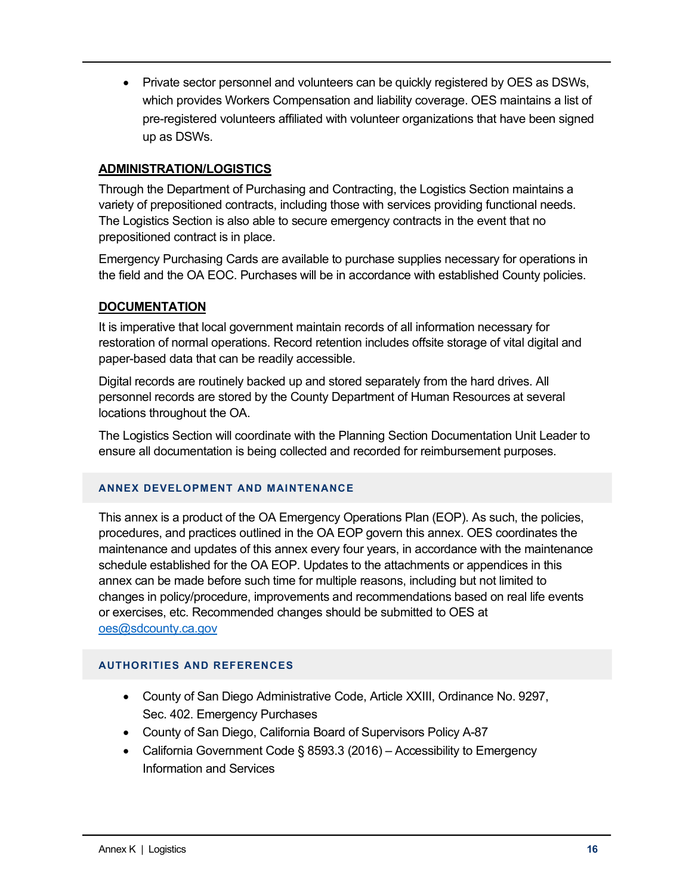- Private sector personnel and volunteers can be quickly registered by OES as DSWs, which provides Workers Compensation and liability coverage. OES maintains a list of pre-registered volunteers affiliated with volunteer organizations that have been signed up as DSWs.

### ADMINISTRATION/LOGISTICS

Through the Department of Purchasing and Contracting, the Logistics Section maintains a variety of prepositioned contracts, including those with services providing functional needs. The Logistics Section is also able to secure emergency contracts in the event that no prepositioned contract is in place.

Emergency Purchasing Cards are available to purchase supplies necessary for operations in the field and the OA EOC. Purchases will be in accordance with established County policies.

### DOCUMENTATION

It is imperative that local government maintain records of all information necessary for restoration of normal operations. Record retention includes offsite storage of vital digital and paper-based data that can be readily accessible.

Digital records are routinely backed up and stored separately from the hard drives. All personnel records are stored by the County Department of Human Resources at several locations throughout the OA.

The Logistics Section will coordinate with the Planning Section Documentation Unit Leader to ensure all documentation is being collected and recorded for reimbursement purposes.

## ANNEX DEVELOPMENT AND MAINTENANCE

This annex is a product of the OA Emergency Operations Plan (EOP). As such, the policies, procedures, and practices outlined in the OA EOP govern this annex. OES coordinates the maintenance and updates of this annex every four years, in accordance with the maintenance schedule established for the OA EOP. Updates to the attachments or appendices in this annex can be made before such time for multiple reasons, including but not limited to changes in policy/procedure, improvements and recommendations based on real life events or exercises, etc. Recommended changes should be submitted to OES at oes@sdcounty.ca.gov

## AUTHORITIES AND REFERENCES

- County of San Diego Administrative Code, Article XXIII, Ordinance No. 9297, Sec. 402. Emergency Purchases
- County of San Diego, California Board of Supervisors Policy A-87
- California Government Code § 8593.3 (2016) – Accessibility to Emergency Information and Services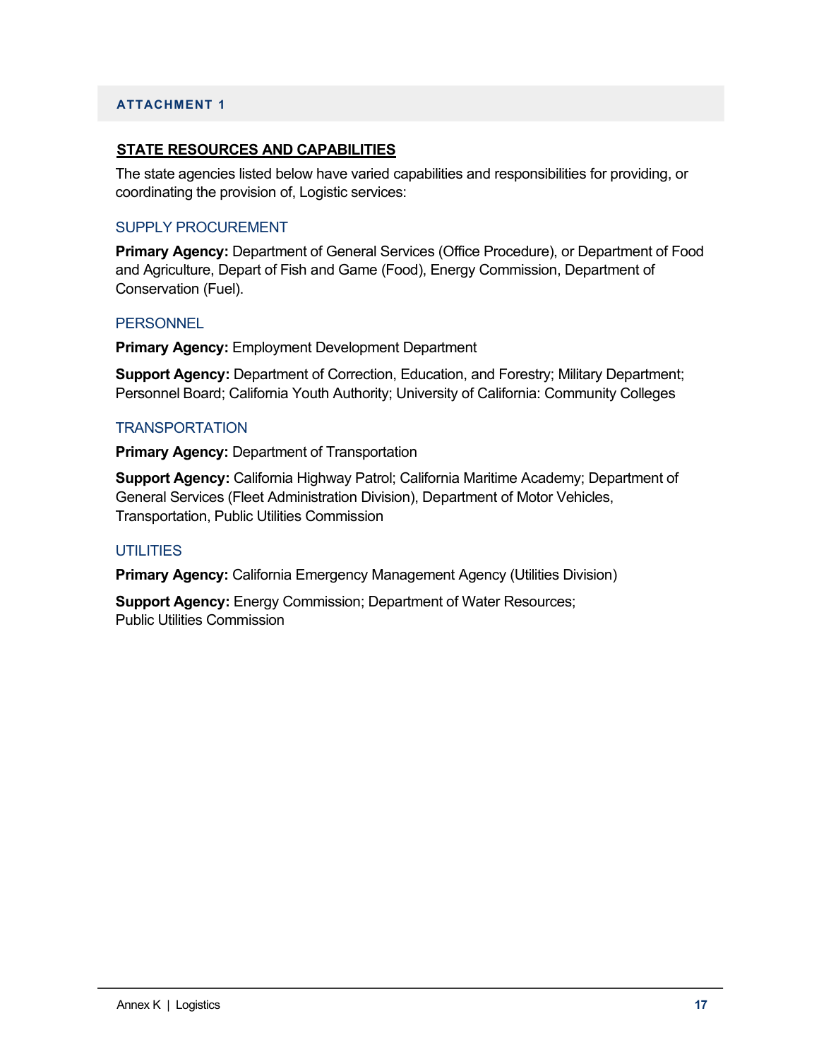## ATTACHMENT 1

### STATE RESOURCES AND CAPABILITIES

The state agencies listed below have varied capabilities and responsibilities for providing, or coordinating the provision of, Logistic services:

#### SUPPLY PROCUREMENT

**Primary Agency:** Department of General Services (Office Procedure), or Department of Food and Agriculture, Depart of Fish and Game (Food), Energy Commission, Department of Conservation (Fuel).

#### PERSONNEL

**Primary Agency:** Employment Development Department

**Support Agency:** Department of Correction, Education, and Forestry; Military Department; Personnel Board; California Youth Authority; University of California: Community Colleges

#### TRANSPORTATION

**Primary Agency:** Department of Transportation

**Support Agency:** California Highway Patrol; California Maritime Academy; Department of General Services (Fleet Administration Division), Department of Motor Vehicles, Transportation, Public Utilities Commission

#### UTILITIES

**Primary Agency:** California Emergency Management Agency (Utilities Division)

**Support Agency:** Energy Commission; Department of Water Resources; Public Utilities Commission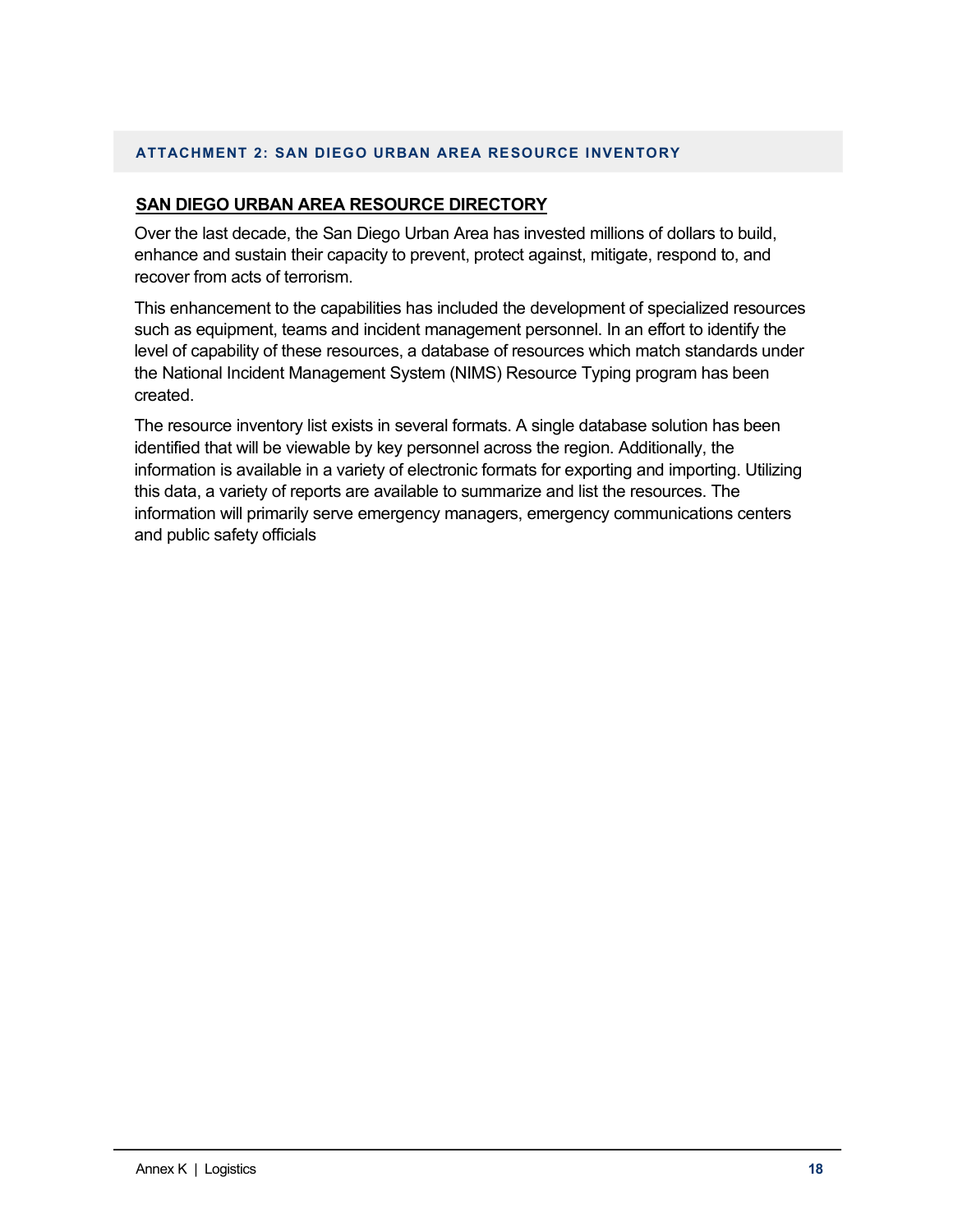## ATTACHMENT 2: SAN DIEGO URBAN AREA RESOURCE INVENTORY

### SAN DIEGO URBAN AREA RESOURCE DIRECTORY

Over the last decade, the San Diego Urban Area has invested millions of dollars to build, enhance and sustain their capacity to prevent, protect against, mitigate, respond to, and recover from acts of terrorism.

This enhancement to the capabilities has included the development of specialized resources such as equipment, teams and incident management personnel. In an effort to identify the level of capability of these resources, a database of resources which match standards under the National Incident Management System (NIMS) Resource Typing program has been created.

The resource inventory list exists in several formats. A single database solution has been identified that will be viewable by key personnel across the region. Additionally, the information is available in a variety of electronic formats for exporting and importing. Utilizing this data, a variety of reports are available to summarize and list the resources. The information will primarily serve emergency managers, emergency communications centers and public safety officials